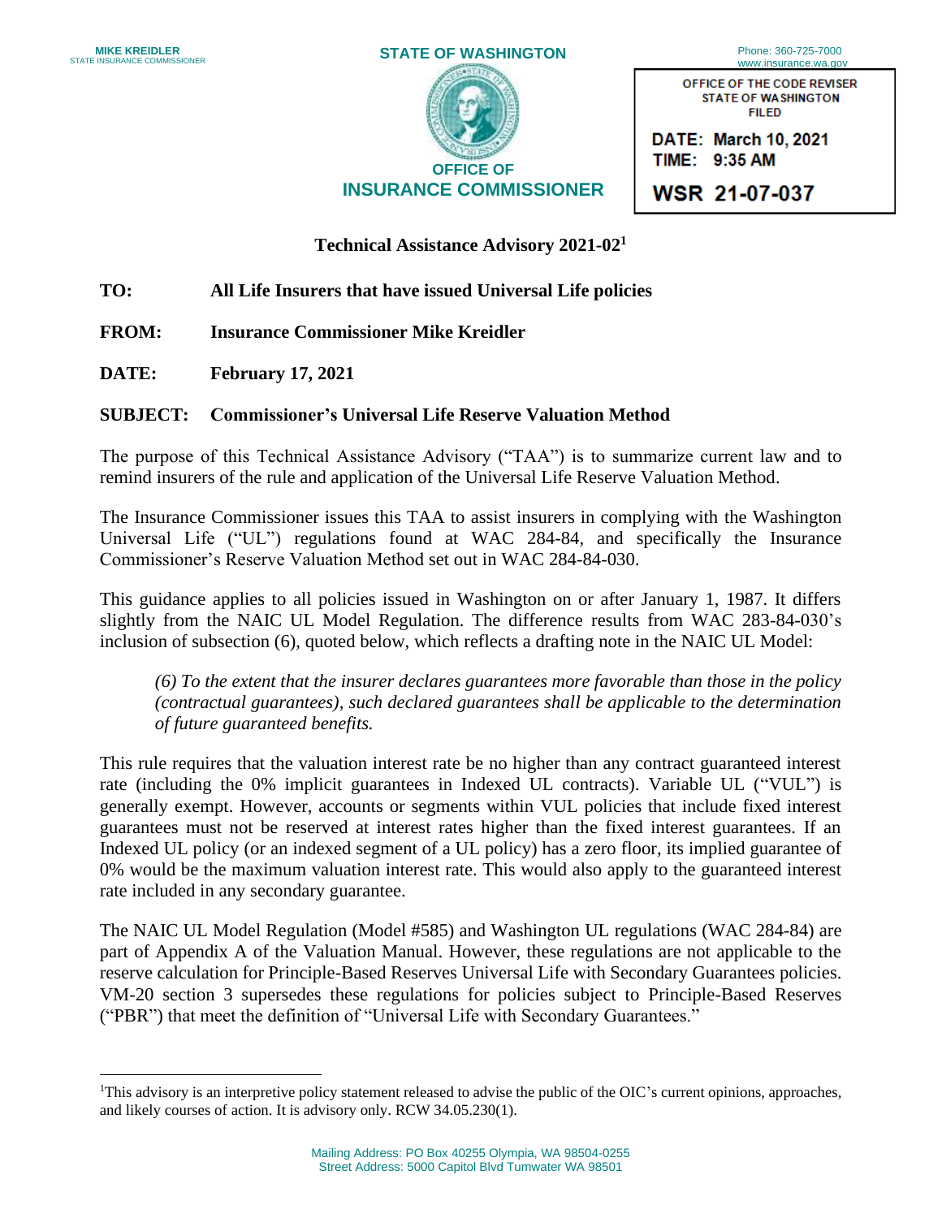**MIKE KREIDLER**
STATE INSURANCE COMMISSIONER

**STATE OF WASHINGTON**

**OFFICE OF INSURANCE COMMISSIONER**

Phone: 360-725-7000
www.insurance.wa.gov

OFFICE OF THE CODE REVISER
STATE OF WASHINGTON
FILED

DATE: March 10, 2021
TIME: 9:35 AM

WSR 21-07-037

## Technical Assistance Advisory 2021-02[1]

**TO:** **All Life Insurers that have issued Universal Life policies**

**FROM:** **Insurance Commissioner Mike Kreidler**

**DATE:** **February 17, 2021**

**SUBJECT:** **Commissioner's Universal Life Reserve Valuation Method**

The purpose of this Technical Assistance Advisory ("TAA") is to summarize current law and to remind insurers of the rule and application of the Universal Life Reserve Valuation Method.

The Insurance Commissioner issues this TAA to assist insurers in complying with the Washington Universal Life ("UL") regulations found at WAC 284-84, and specifically the Insurance Commissioner's Reserve Valuation Method set out in WAC 284-84-030.

This guidance applies to all policies issued in Washington on or after January 1, 1987. It differs slightly from the NAIC UL Model Regulation. The difference results from WAC 283-84-030's inclusion of subsection (6), quoted below, which reflects a drafting note in the NAIC UL Model:

> *(6) To the extent that the insurer declares guarantees more favorable than those in the policy (contractual guarantees), such declared guarantees shall be applicable to the determination of future guaranteed benefits.*

This rule requires that the valuation interest rate be no higher than any contract guaranteed interest rate (including the 0% implicit guarantees in Indexed UL contracts). Variable UL ("VUL") is generally exempt. However, accounts or segments within VUL policies that include fixed interest guarantees must not be reserved at interest rates higher than the fixed interest guarantees. If an Indexed UL policy (or an indexed segment of a UL policy) has a zero floor, its implied guarantee of 0% would be the maximum valuation interest rate. This would also apply to the guaranteed interest rate included in any secondary guarantee.

The NAIC UL Model Regulation (Model #585) and Washington UL regulations (WAC 284-84) are part of Appendix A of the Valuation Manual. However, these regulations are not applicable to the reserve calculation for Principle-Based Reserves Universal Life with Secondary Guarantees policies. VM-20 section 3 supersedes these regulations for policies subject to Principle-Based Reserves ("PBR") that meet the definition of "Universal Life with Secondary Guarantees."

---

[1] This advisory is an interpretive policy statement released to advise the public of the OIC's current opinions, approaches, and likely courses of action. It is advisory only. RCW 34.05.230(1).

Mailing Address: PO Box 40255 Olympia, WA 98504-0255
Street Address: 5000 Capitol Blvd Tumwater WA 98501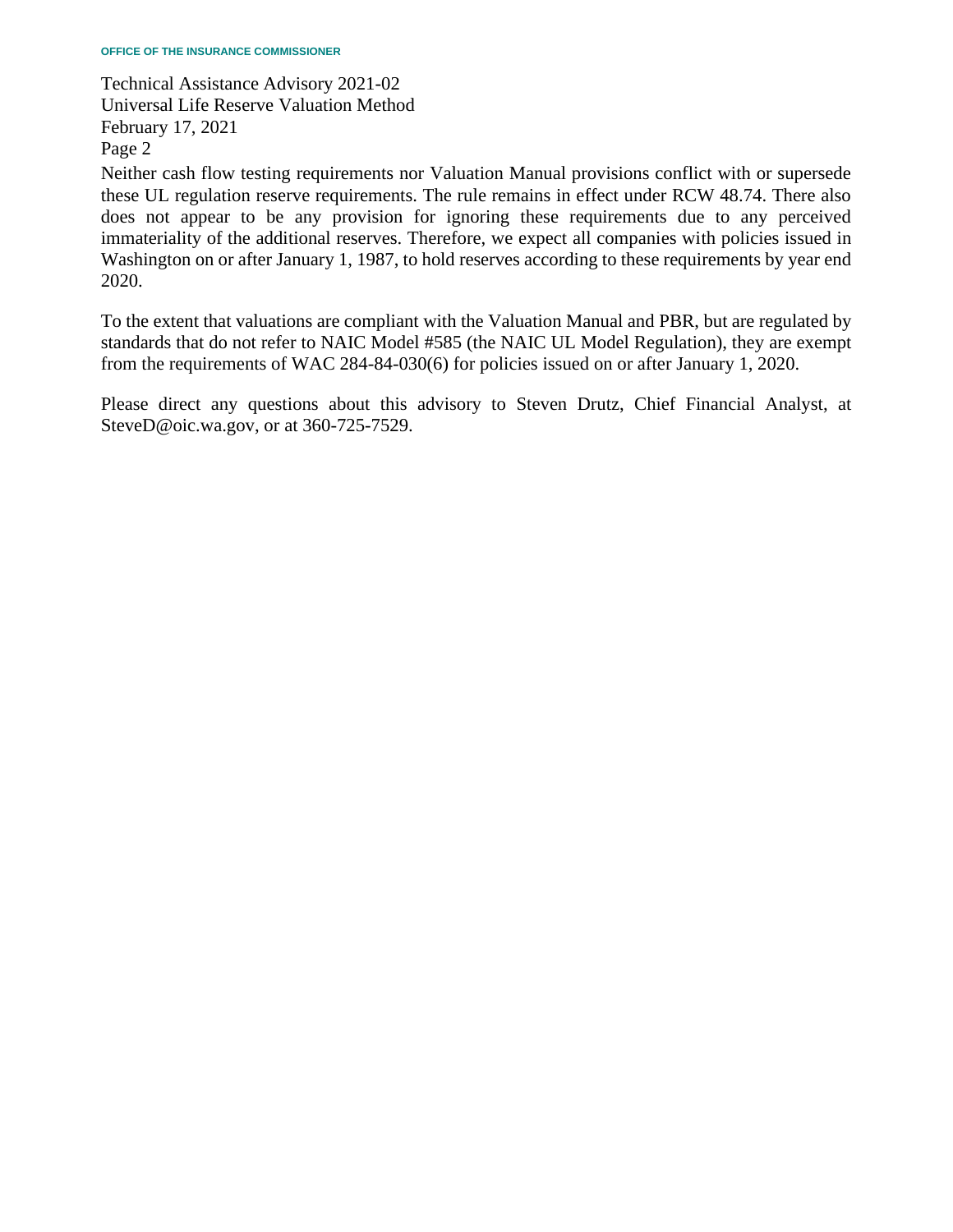Neither cash flow testing requirements nor Valuation Manual provisions conflict with or supersede these UL regulation reserve requirements. The rule remains in effect under RCW 48.74. There also does not appear to be any provision for ignoring these requirements due to any perceived immateriality of the additional reserves. Therefore, we expect all companies with policies issued in Washington on or after January 1, 1987, to hold reserves according to these requirements by year end 2020.

To the extent that valuations are compliant with the Valuation Manual and PBR, but are regulated by standards that do not refer to NAIC Model #585 (the NAIC UL Model Regulation), they are exempt from the requirements of WAC 284-84-030(6) for policies issued on or after January 1, 2020.

Please direct any questions about this advisory to Steven Drutz, Chief Financial Analyst, at SteveD@oic.wa.gov, or at 360-725-7529.